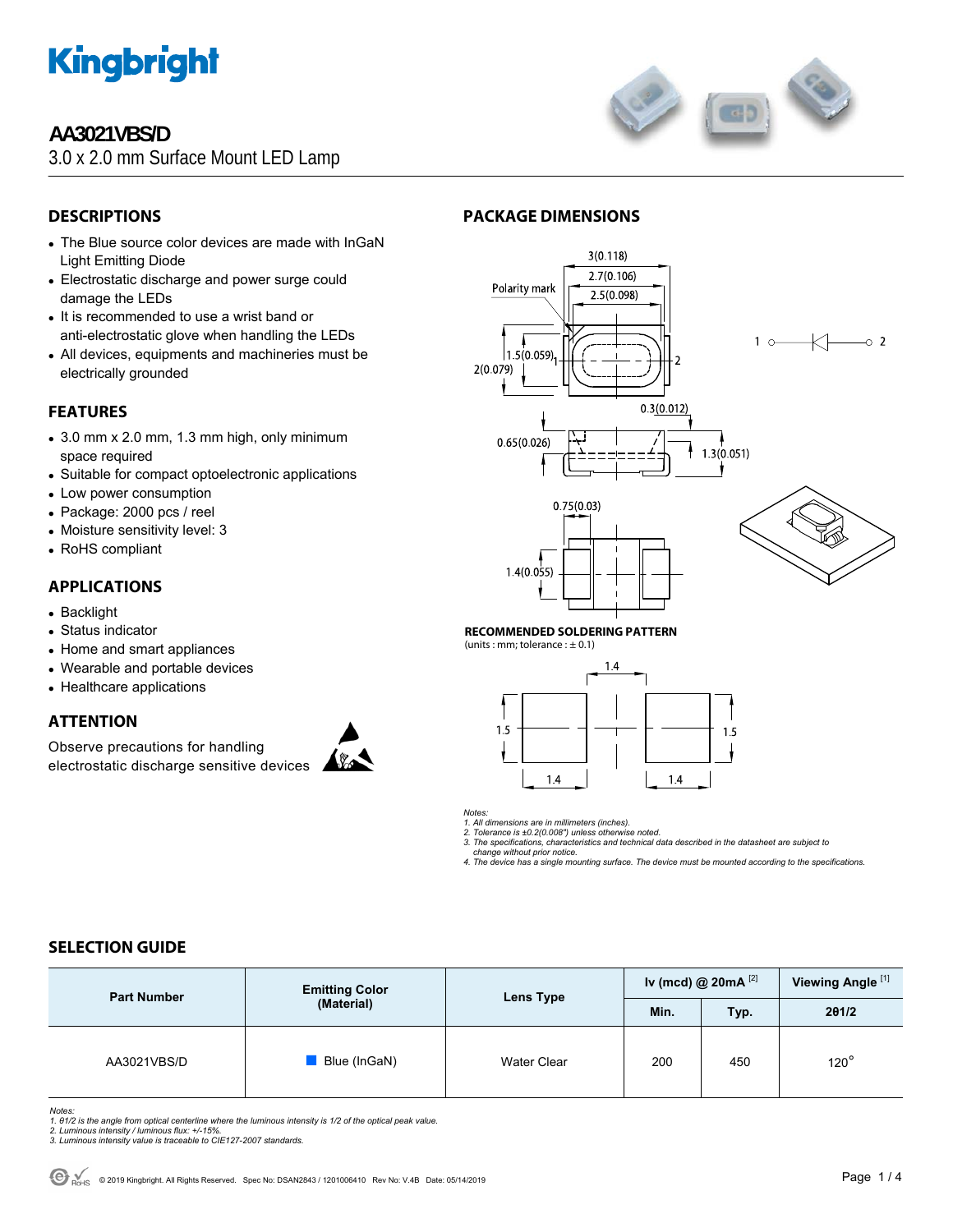# AA3021VBS/D

3.0 x 2.0 mm Surface Mount LED Lamp

## DESCRIPTIONS

- The Blue source color devices are made with InGaN Light Emitting Diode
- Electrostatic discharge and power surge could damage the LEDs
- It is recommended to use a wrist band or anti-electrostatic glove when handling the LEDs
- All devices, equipments and machineries must be electrically grounded

## FEATURES

- 3.0 mm x 2.0 mm, 1.3 mm high, only minimum space required
- Suitable for compact optoelectronic applications
- Low power consumption
- Package: 2000 pcs / reel
- Moisture sensitivity level: 3
- RoHS compliant

## APPLICATIONS

- Backlight
- Status indicator
- Home and smart appliances
- Wearable and portable devices
- Healthcare applications

## ATTENTION

Observe precautions for handling electrostatic discharge sensitive devices

## PACKAGE DIMENSIONS

**RECOMMENDED SOLDERING PATTERN**

(units : mm; tolerance : ± 0.1)

*Notes:*
*1. All dimensions are in millimeters (inches).*
*2. Tolerance is ±0.2(0.008") unless otherwise noted.*
*3. The specifications, characteristics and technical data described in the datasheet are subject to change without prior notice.*
*4. The device has a single mounting surface. The device must be mounted according to the specifications.*

## SELECTION GUIDE

| Part Number | Emitting Color (Material) | Lens Type | Iv (mcd) @ 20mA [2] | | Viewing Angle [1] |
|---|---|---|---|---|---|
| | | | Min. | Typ. | 2θ1/2 |
| AA3021VBS/D | Blue (InGaN) | Water Clear | 200 | 450 | 120° |

*Notes:*
*1. θ1/2 is the angle from optical centerline where the luminous intensity is 1/2 of the optical peak value.*
*2. Luminous intensity / luminous flux: +/-15%.*
*3. Luminous intensity value is traceable to CIE127-2007 standards.*

© 2019 Kingbright. All Rights Reserved. Spec No: DSAN2843 / 1201006410 Rev No: V.4B Date: 05/14/2019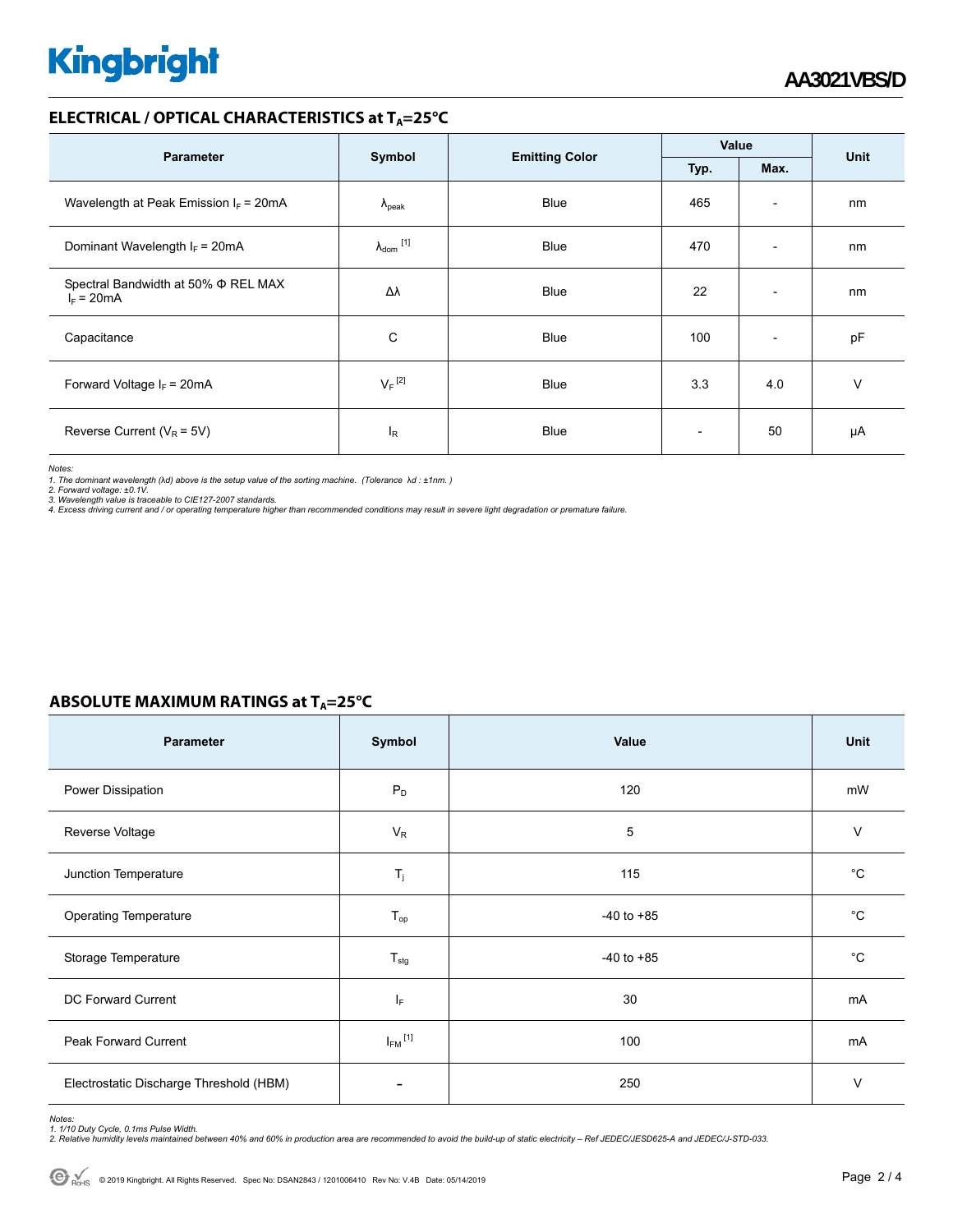## ELECTRICAL / OPTICAL CHARACTERISTICS at $T_A$=25°C

| Parameter | Symbol | Emitting Color | Value | | Unit |
|---|---|---|---|---|---|
| | | | Typ. | Max. | |
| Wavelength at Peak Emission $I_F$ = 20mA | $\lambda_{peak}$ | Blue | 465 | - | nm |
| Dominant Wavelength $I_F$ = 20mA | $\lambda_{dom}$ [1] | Blue | 470 | - | nm |
| Spectral Bandwidth at 50% Φ REL MAX $I_F$ = 20mA | Δλ | Blue | 22 | - | nm |
| Capacitance | C | Blue | 100 | - | pF |
| Forward Voltage $I_F$ = 20mA | $V_F$ [2] | Blue | 3.3 | 4.0 | V |
| Reverse Current ($V_R$ = 5V) | $I_R$ | Blue | - | 50 | µA |

*Notes:*
*1. The dominant wavelength (λd) above is the setup value of the sorting machine. (Tolerance λd : ±1nm. )*
*2. Forward voltage: ±0.1V.*
*3. Wavelength value is traceable to CIE127-2007 standards.*
*4. Excess driving current and / or operating temperature higher than recommended conditions may result in severe light degradation or premature failure.*

## ABSOLUTE MAXIMUM RATINGS at $T_A$=25°C

| Parameter | Symbol | Value | Unit |
|---|---|---|---|
| Power Dissipation | $P_D$ | 120 | mW |
| Reverse Voltage | $V_R$ | 5 | V |
| Junction Temperature | $T_j$ | 115 | °C |
| Operating Temperature | $T_{op}$ | -40 to +85 | °C |
| Storage Temperature | $T_{stg}$ | -40 to +85 | °C |
| DC Forward Current | $I_F$ | 30 | mA |
| Peak Forward Current | $I_{FM}$ [1] | 100 | mA |
| Electrostatic Discharge Threshold (HBM) | - | 250 | V |

*Notes:*
*1. 1/10 Duty Cycle, 0.1ms Pulse Width.*
*2. Relative humidity levels maintained between 40% and 60% in production area are recommended to avoid the build-up of static electricity – Ref JEDEC/JESD625-A and JEDEC/J-STD-033.*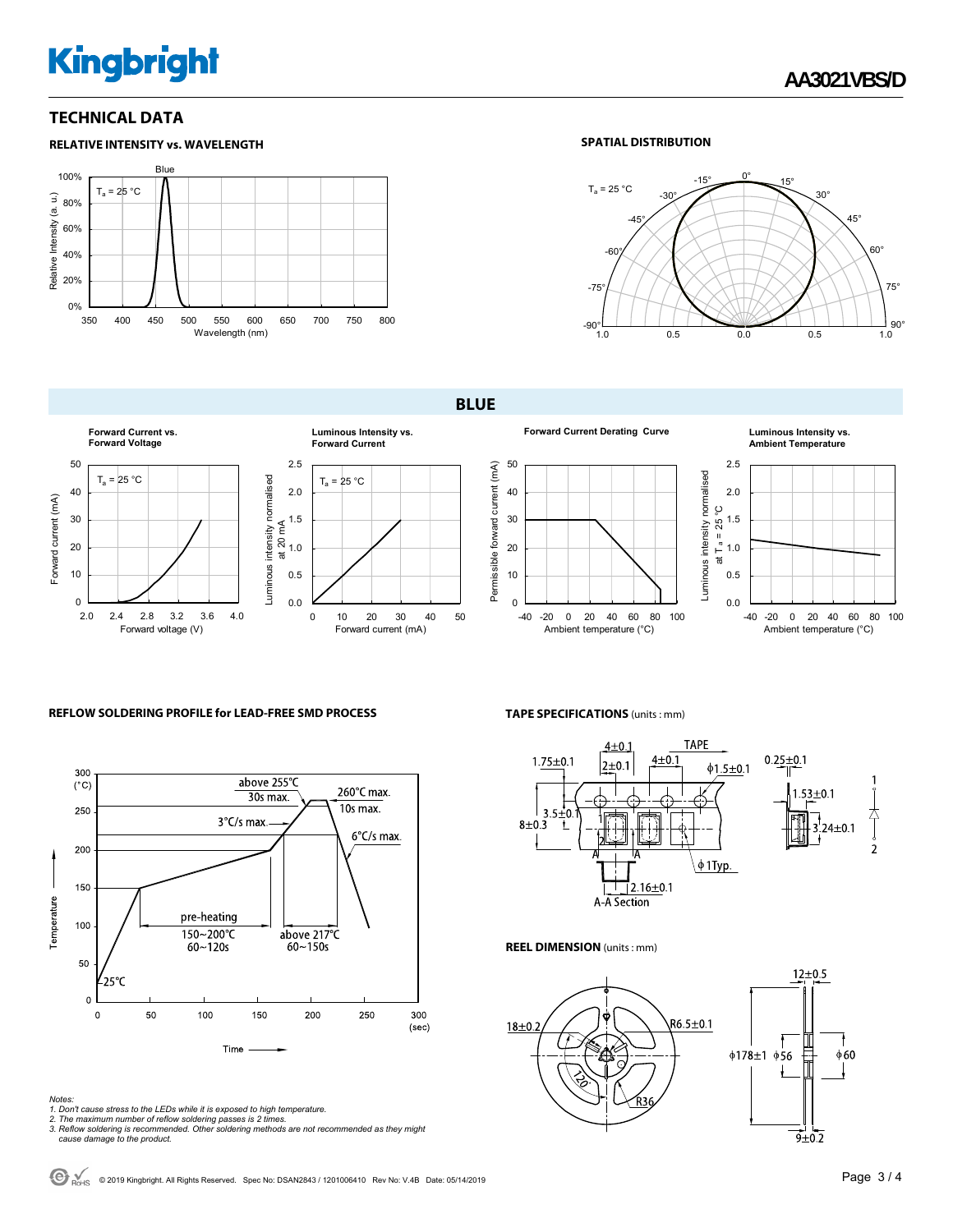## TECHNICAL DATA

### RELATIVE INTENSITY vs. WAVELENGTH

### SPATIAL DISTRIBUTION

## BLUE

**Forward Current vs. Forward Voltage**

**Luminous Intensity vs. Forward Current**

**Forward Current Derating Curve**

**Luminous Intensity vs. Ambient Temperature**

### REFLOW SOLDERING PROFILE for LEAD-FREE SMD PROCESS

### TAPE SPECIFICATIONS (units : mm)

### REEL DIMENSION (units : mm)

*Notes:*

1. *Don't cause stress to the LEDs while it is exposed to high temperature.*
2. *The maximum number of reflow soldering passes is 2 times.*
3. *Reflow soldering is recommended. Other soldering methods are not recommended as they might cause damage to the product.*

© 2019 Kingbright. All Rights Reserved. Spec No: DSAN2843 / 1201006410 Rev No: V.4B Date: 05/14/2019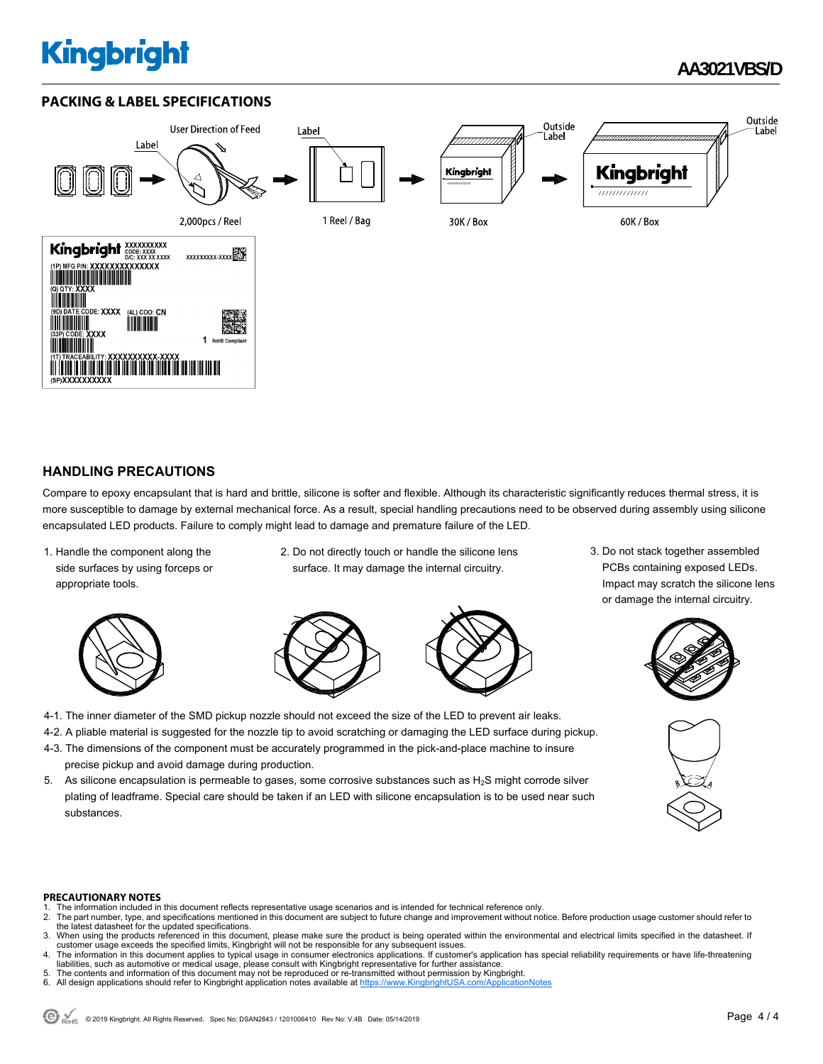## PACKING & LABEL SPECIFICATIONS

User Direction of Feed

Label

Label

Outside Label

Outside Label

2,000pcs / Reel

1 Reel / Bag

30K / Box

60K / Box

Kingbright XXXXXXXXXX CODE: XXXX D/C: XXX XX XXXX XXXXXXXXX-XXXX

(1P) MFG P/N: XXXXXXXXXXXXXX

(Q) QTY: XXXX

(9D) DATE CODE: XXXX (4L) COO: CN

(33P) CODE: XXXX

1 RoHS Compliant

(1T) TRACEABILITY: XXXXXXXXXX-XXXX

(SP)XXXXXXXXXX

## HANDLING PRECAUTIONS

Compare to epoxy encapsulant that is hard and brittle, silicone is softer and flexible. Although its characteristic significantly reduces thermal stress, it is more susceptible to damage by external mechanical force. As a result, special handling precautions need to be observed during assembly using silicone encapsulated LED products. Failure to comply might lead to damage and premature failure of the LED.

1. Handle the component along the side surfaces by using forceps or appropriate tools.
2. Do not directly touch or handle the silicone lens surface. It may damage the internal circuitry.
3. Do not stack together assembled PCBs containing exposed LEDs. Impact may scratch the silicone lens or damage the internal circuitry.

4-1. The inner diameter of the SMD pickup nozzle should not exceed the size of the LED to prevent air leaks.

4-2. A pliable material is suggested for the nozzle tip to avoid scratching or damaging the LED surface during pickup.

4-3. The dimensions of the component must be accurately programmed in the pick-and-place machine to insure precise pickup and avoid damage during production.

5. As silicone encapsulation is permeable to gases, some corrosive substances such as $H_2S$ might corrode silver plating of leadframe. Special care should be taken if an LED with silicone encapsulation is to be used near such substances.

B A

### PRECAUTIONARY NOTES

1. The information included in this document reflects representative usage scenarios and is intended for technical reference only.
2. The part number, type, and specifications mentioned in this document are subject to future change and improvement without notice. Before production usage customer should refer to the latest datasheet for the updated specifications.
3. When using the products referenced in this document, please make sure the product is being operated within the environmental and electrical limits specified in the datasheet. If customer usage exceeds the specified limits, Kingbright will not be responsible for any subsequent issues.
4. The information in this document applies to typical usage in consumer electronics applications. If customer's application has special reliability requirements or have life-threatening liabilities, such as automotive or medical usage, please consult with Kingbright representative for further assistance.
5. The contents and information of this document may not be reproduced or re-transmitted without permission by Kingbright.
6. All design applications should refer to Kingbright application notes available at https://www.KingbrightUSA.com/ApplicationNotes